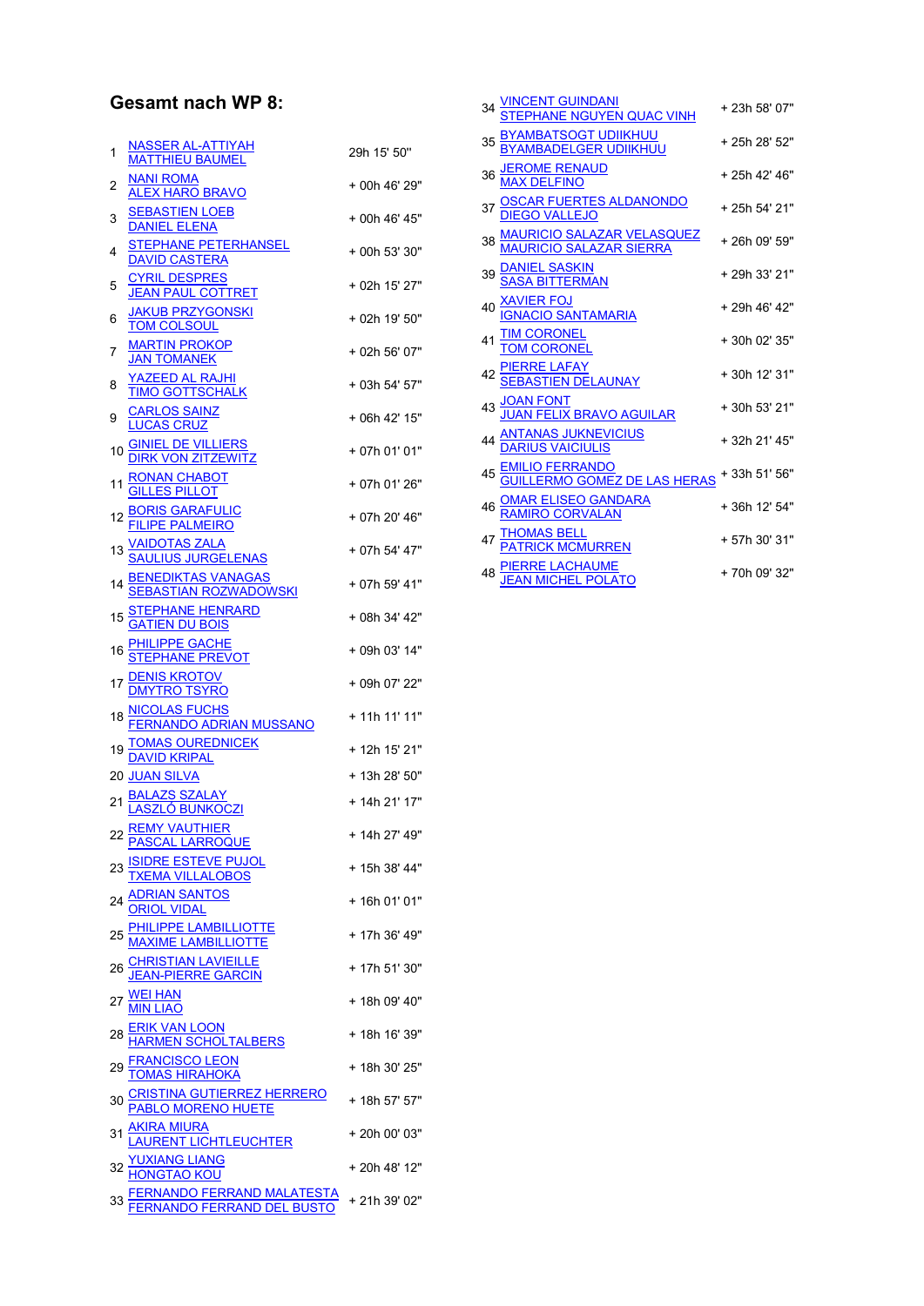## Gesamt nach WP 8:

| Pos | Team | Zeit |
|---|---|---|
| 1 | NASSER AL-ATTIYAH<br>MATTHIEU BAUMEL | 29h 15' 50'' |
| 2 | NANI ROMA<br>ALEX HARO BRAVO | + 00h 46' 29'' |
| 3 | SEBASTIEN LOEB<br>DANIEL ELENA | + 00h 46' 45'' |
| 4 | STEPHANE PETERHANSEL<br>DAVID CASTERA | + 00h 53' 30'' |
| 5 | CYRIL DESPRES<br>JEAN PAUL COTTRET | + 02h 15' 27'' |
| 6 | JAKUB PRZYGONSKI<br>TOM COLSOUL | + 02h 19' 50'' |
| 7 | MARTIN PROKOP<br>JAN TOMANEK | + 02h 56' 07'' |
| 8 | YAZEED AL RAJHI<br>TIMO GOTTSCHALK | + 03h 54' 57'' |
| 9 | CARLOS SAINZ<br>LUCAS CRUZ | + 06h 42' 15'' |
| 10 | GINIEL DE VILLIERS<br>DIRK VON ZITZEWITZ | + 07h 01' 01'' |
| 11 | RONAN CHABOT<br>GILLES PILLOT | + 07h 01' 26'' |
| 12 | BORIS GARAFULIC<br>FILIPE PALMEIRO | + 07h 20' 46'' |
| 13 | VAIDOTAS ZALA<br>SAULIUS JURGELENAS | + 07h 54' 47'' |
| 14 | BENEDIKTAS VANAGAS<br>SEBASTIAN ROZWADOWSKI | + 07h 59' 41'' |
| 15 | STEPHANE HENRARD<br>GATIEN DU BOIS | + 08h 34' 42'' |
| 16 | PHILIPPE GACHE<br>STEPHANE PREVOT | + 09h 03' 14'' |
| 17 | DENIS KROTOV<br>DMYTRO TSYRO | + 09h 07' 22'' |
| 18 | NICOLAS FUCHS<br>FERNANDO ADRIAN MUSSANO | + 11h 11' 11'' |
| 19 | TOMAS OUREDNICEK<br>DAVID KRIPAL | + 12h 15' 21'' |
| 20 | JUAN SILVA | + 13h 28' 50'' |
| 21 | BALAZS SZALAY<br>LASZLO BUNKOCZI | + 14h 21' 17'' |
| 22 | REMY VAUTHIER<br>PASCAL LARROQUE | + 14h 27' 49'' |
| 23 | ISIDRE ESTEVE PUJOL<br>TXEMA VILLALOBOS | + 15h 38' 44'' |
| 24 | ADRIAN SANTOS<br>ORIOL VIDAL | + 16h 01' 01'' |
| 25 | PHILIPPE LAMBILLIOTTE<br>MAXIME LAMBILLIOTTE | + 17h 36' 49'' |
| 26 | CHRISTIAN LAVIEILLE<br>JEAN-PIERRE GARCIN | + 17h 51' 30'' |
| 27 | WEI HAN<br>MIN LIAO | + 18h 09' 40'' |
| 28 | ERIK VAN LOON<br>HARMEN SCHOLTALBERS | + 18h 16' 39'' |
| 29 | FRANCISCO LEON<br>TOMAS HIRAHOKA | + 18h 30' 25'' |
| 30 | CRISTINA GUTIERREZ HERRERO<br>PABLO MORENO HUETE | + 18h 57' 57'' |
| 31 | AKIRA MIURA<br>LAURENT LICHTLEUCHTER | + 20h 00' 03'' |
| 32 | YUXIANG LIANG<br>HONGTAO KOU | + 20h 48' 12'' |
| 33 | FERNANDO FERRAND MALATESTA<br>FERNANDO FERRAND DEL BUSTO | + 21h 39' 02'' |
| 34 | VINCENT GUINDANI<br>STEPHANE NGUYEN QUAC VINH | + 23h 58' 07'' |
| 35 | BYAMBATSOGT UDIIKHUU<br>BYAMBADELGER UDIIKHUU | + 25h 28' 52'' |
| 36 | JEROME RENAUD<br>MAX DELFINO | + 25h 42' 46'' |
| 37 | OSCAR FUERTES ALDANONDO<br>DIEGO VALLEJO | + 25h 54' 21'' |
| 38 | MAURICIO SALAZAR VELASQUEZ<br>MAURICIO SALAZAR SIERRA | + 26h 09' 59'' |
| 39 | DANIEL SASKIN<br>SASA BITTERMAN | + 29h 33' 21'' |
| 40 | XAVIER FOJ<br>IGNACIO SANTAMARIA | + 29h 46' 42'' |
| 41 | TIM CORONEL<br>TOM CORONEL | + 30h 02' 35'' |
| 42 | PIERRE LAFAY<br>SEBASTIEN DELAUNAY | + 30h 12' 31'' |
| 43 | JOAN FONT<br>JUAN FELIX BRAVO AGUILAR | + 30h 53' 21'' |
| 44 | ANTANAS JUKNEVICIUS<br>DARIUS VAICIULIS | + 32h 21' 45'' |
| 45 | EMILIO FERRANDO<br>GUILLERMO GOMEZ DE LAS HERAS | + 33h 51' 56'' |
| 46 | OMAR ELISEO GANDARA<br>RAMIRO CORVALAN | + 36h 12' 54'' |
| 47 | THOMAS BELL<br>PATRICK MCMURREN | + 57h 30' 31'' |
| 48 | PIERRE LACHAUME<br>JEAN MICHEL POLATO | + 70h 09' 32'' |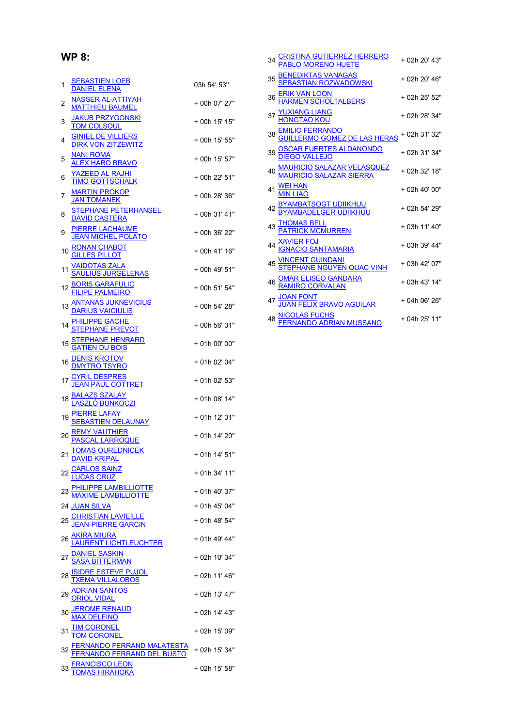## WP 8:

| | | |
|---|---|---|
| 1 | SEBASTIEN LOEB<br>DANIEL ELENA | 03h 54' 53'' |
| 2 | NASSER AL-ATTIYAH<br>MATTHIEU BAUMEL | + 00h 07' 27'' |
| 3 | JAKUB PRZYGONSKI<br>TOM COLSOUL | + 00h 15' 15'' |
| 4 | GINIEL DE VILLIERS<br>DIRK VON ZITZEWITZ | + 00h 15' 55'' |
| 5 | NANI ROMA<br>ALEX HARO BRAVO | + 00h 15' 57'' |
| 6 | YAZEED AL RAJHI<br>TIMO GOTTSCHALK | + 00h 22' 51'' |
| 7 | MARTIN PROKOP<br>JAN TOMANEK | + 00h 28' 36'' |
| 8 | STEPHANE PETERHANSEL<br>DAVID CASTERA | + 00h 31' 41'' |
| 9 | PIERRE LACHAUME<br>JEAN MICHEL POLATO | + 00h 36' 22'' |
| 10 | RONAN CHABOT<br>GILLES PILLOT | + 00h 41' 16'' |
| 11 | VAIDOTAS ZALA<br>SAULIUS JURGELENAS | + 00h 49' 51'' |
| 12 | BORIS GARAFULIC<br>FILIPE PALMEIRO | + 00h 51' 54'' |
| 13 | ANTANAS JUKNEVICIUS<br>DARIUS VAICIULIS | + 00h 54' 28'' |
| 14 | PHILIPPE GACHE<br>STEPHANE PREVOT | + 00h 56' 31'' |
| 15 | STEPHANE HENRARD<br>GATIEN DU BOIS | + 01h 00' 00'' |
| 16 | DENIS KROTOV<br>DMYTRO TSYRO | + 01h 02' 04'' |
| 17 | CYRIL DESPRES<br>JEAN PAUL COTTRET | + 01h 02' 53'' |
| 18 | BALAZS SZALAY<br>LASZLÓ BUNKOCZI | + 01h 08' 14'' |
| 19 | PIERRE LAFAY<br>SEBASTIEN DELAUNAY | + 01h 12' 31'' |
| 20 | REMY VAUTHIER<br>PASCAL LARROQUE | + 01h 14' 20'' |
| 21 | TOMAS OUREDNICEK<br>DAVID KRIPAL | + 01h 14' 51'' |
| 22 | CARLOS SAINZ<br>LUCAS CRUZ | + 01h 34' 11'' |
| 23 | PHILIPPE LAMBILLIOTTE<br>MAXIME LAMBILLIOTTE | + 01h 40' 37'' |
| 24 | JUAN SILVA | + 01h 45' 04'' |
| 25 | CHRISTIAN LAVIEILLE<br>JEAN-PIERRE GARCIN | + 01h 48' 54'' |
| 26 | AKIRA MIURA<br>LAURENT LICHTLEUCHTER | + 01h 49' 44'' |
| 27 | DANIEL SASKIN<br>SASA BITTERMAN | + 02h 10' 34'' |
| 28 | ISIDRE ESTEVE PUJOL<br>TXEMA VILLALOBOS | + 02h 11' 46'' |
| 29 | ADRIAN SANTOS<br>ORIOL VIDAL | + 02h 13' 47'' |
| 30 | JEROME RENAUD<br>MAX DELFINO | + 02h 14' 43'' |
| 31 | TIM CORONEL<br>TOM CORONEL | + 02h 15' 09'' |
| 32 | FERNANDO FERRAND MALATESTA<br>FERNANDO FERRAND DEL BUSTO | + 02h 15' 34'' |
| 33 | FRANCISCO LEON<br>TOMAS HIRAHOKA | + 02h 15' 58'' |
| 34 | CRISTINA GUTIERREZ HERRERO<br>PABLO MORENO HUETE | + 02h 20' 43'' |
| 35 | BENEDIKTAS VANAGAS<br>SEBASTIAN ROZWADOWSKI | + 02h 20' 46'' |
| 36 | ERIK VAN LOON<br>HARMEN SCHOLTALBERS | + 02h 25' 52'' |
| 37 | YUXIANG LIANG<br>HONGTAO KOU | + 02h 28' 34'' |
| 38 | EMILIO FERRANDO<br>GUILLERMO GOMEZ DE LAS HERAS | + 02h 31' 32'' |
| 39 | OSCAR FUERTES ALDANONDO<br>DIEGO VALLEJO | + 02h 31' 34'' |
| 40 | MAURICIO SALAZAR VELASQUEZ<br>MAURICIO SALAZAR SIERRA | + 02h 32' 18'' |
| 41 | WEI HAN<br>MIN LIAO | + 02h 40' 00'' |
| 42 | BYAMBATSOGT UDIIKHUU<br>BYAMBADELGER UDIIKHUU | + 02h 54' 29'' |
| 43 | THOMAS BELL<br>PATRICK MCMURREN | + 03h 11' 40'' |
| 44 | XAVIER FOJ<br>IGNACIO SANTAMARIA | + 03h 39' 44'' |
| 45 | VINCENT GUINDANI<br>STEPHANE NGUYEN QUAC VINH | + 03h 42' 07'' |
| 46 | OMAR ELISEO GANDARA<br>RAMIRO CORVALAN | + 03h 43' 14'' |
| 47 | JOAN FONT<br>JUAN FELIX BRAVO AGUILAR | + 04h 06' 26'' |
| 48 | NICOLAS FUCHS<br>FERNANDO ADRIAN MUSSANO | + 04h 25' 11'' |